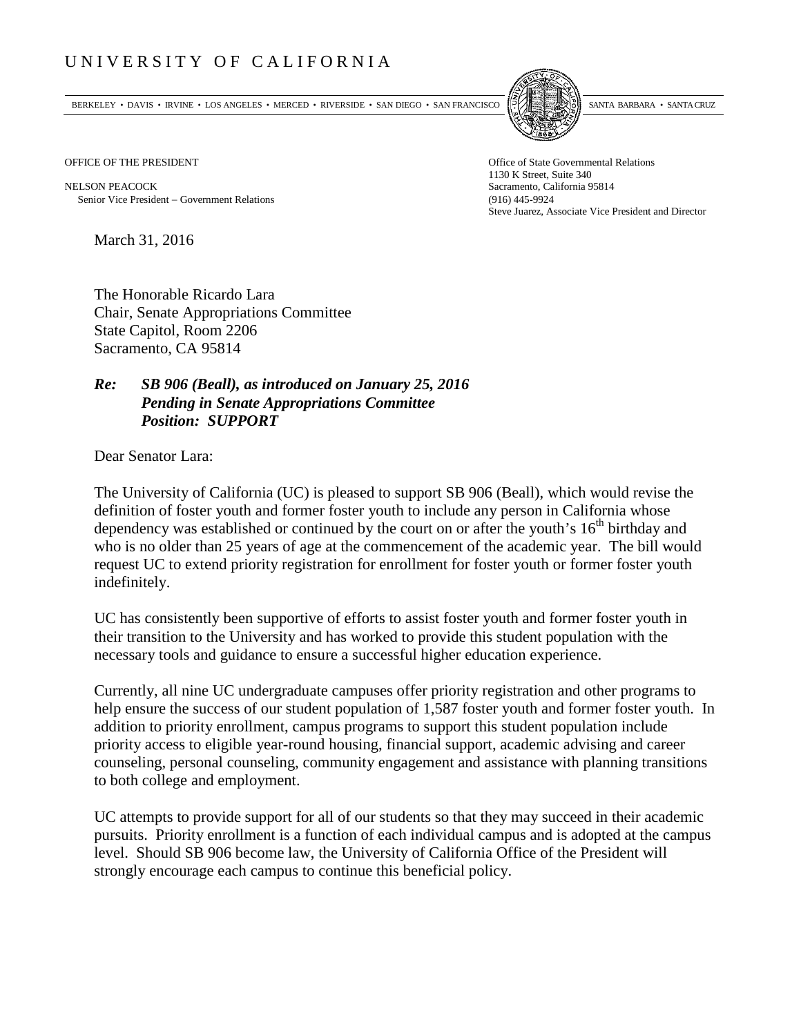# UNIVERSITY OF CALIFORNIA

BERKELEY • DAVIS • IRVINE • LOS ANGELES • MERCED • RIVERSIDE • SAN DIEGO • SAN FRANCISCO     SANTA BARBARA • SANTA CRUZ

OFFICE OF THE PRESIDENT

NELSON PEACOCK
Senior Vice President – Government Relations

Office of State Governmental Relations
1130 K Street, Suite 340
Sacramento, California 95814
(916) 445-9924
Steve Juarez, Associate Vice President and Director

March 31, 2016

The Honorable Ricardo Lara
Chair, Senate Appropriations Committee
State Capitol, Room 2206
Sacramento, CA 95814

***Re: SB 906 (Beall), as introduced on January 25, 2016***
***Pending in Senate Appropriations Committee***
***Position: SUPPORT***

Dear Senator Lara:

The University of California (UC) is pleased to support SB 906 (Beall), which would revise the definition of foster youth and former foster youth to include any person in California whose dependency was established or continued by the court on or after the youth's 16th birthday and who is no older than 25 years of age at the commencement of the academic year. The bill would request UC to extend priority registration for enrollment for foster youth or former foster youth indefinitely.

UC has consistently been supportive of efforts to assist foster youth and former foster youth in their transition to the University and has worked to provide this student population with the necessary tools and guidance to ensure a successful higher education experience.

Currently, all nine UC undergraduate campuses offer priority registration and other programs to help ensure the success of our student population of 1,587 foster youth and former foster youth. In addition to priority enrollment, campus programs to support this student population include priority access to eligible year-round housing, financial support, academic advising and career counseling, personal counseling, community engagement and assistance with planning transitions to both college and employment.

UC attempts to provide support for all of our students so that they may succeed in their academic pursuits. Priority enrollment is a function of each individual campus and is adopted at the campus level. Should SB 906 become law, the University of California Office of the President will strongly encourage each campus to continue this beneficial policy.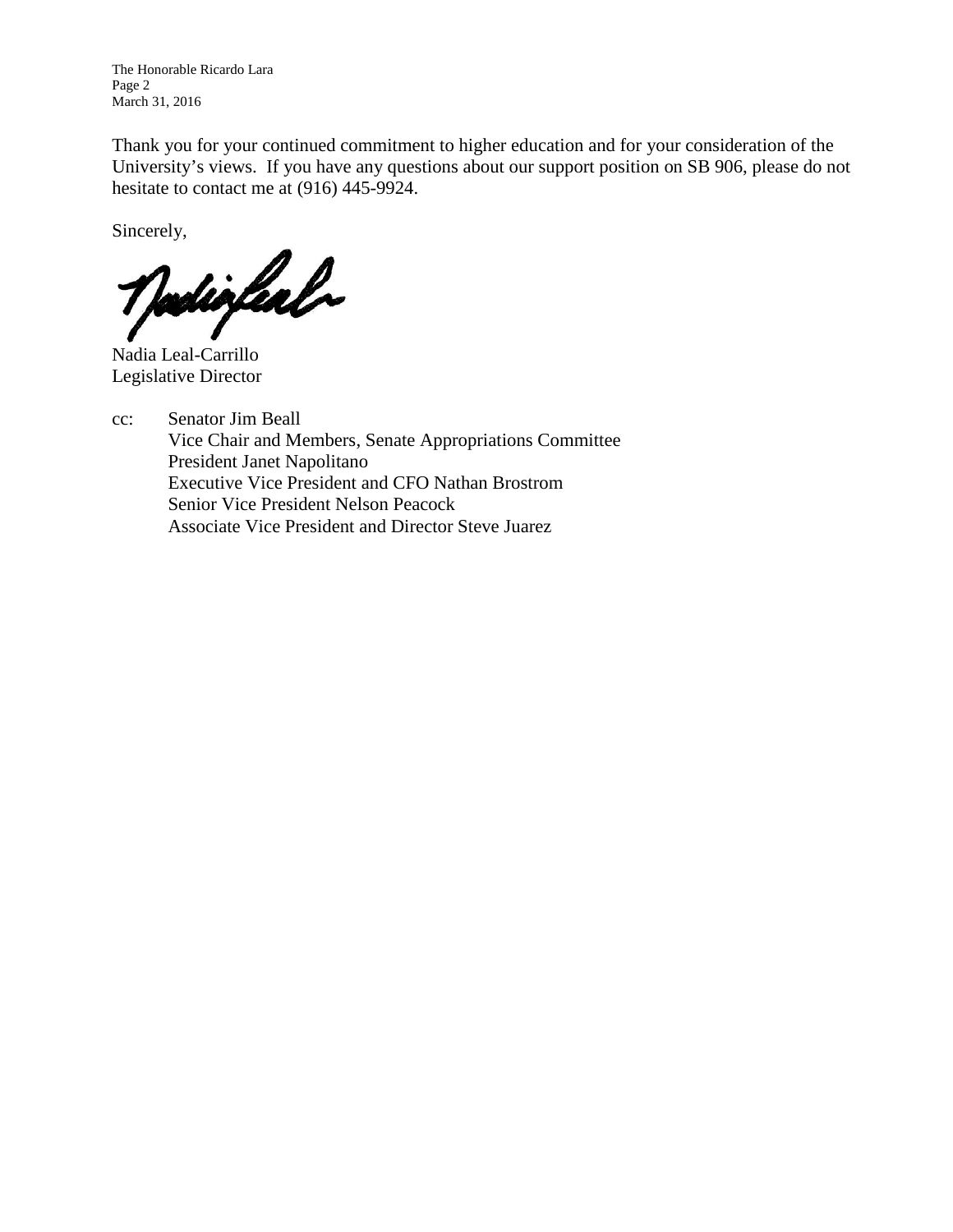Thank you for your continued commitment to higher education and for your consideration of the University's views. If you have any questions about our support position on SB 906, please do not hesitate to contact me at (916) 445-9924.

Sincerely,

Nadia Leal-Carrillo
Legislative Director

cc: Senator Jim Beall
Vice Chair and Members, Senate Appropriations Committee
President Janet Napolitano
Executive Vice President and CFO Nathan Brostrom
Senior Vice President Nelson Peacock
Associate Vice President and Director Steve Juarez